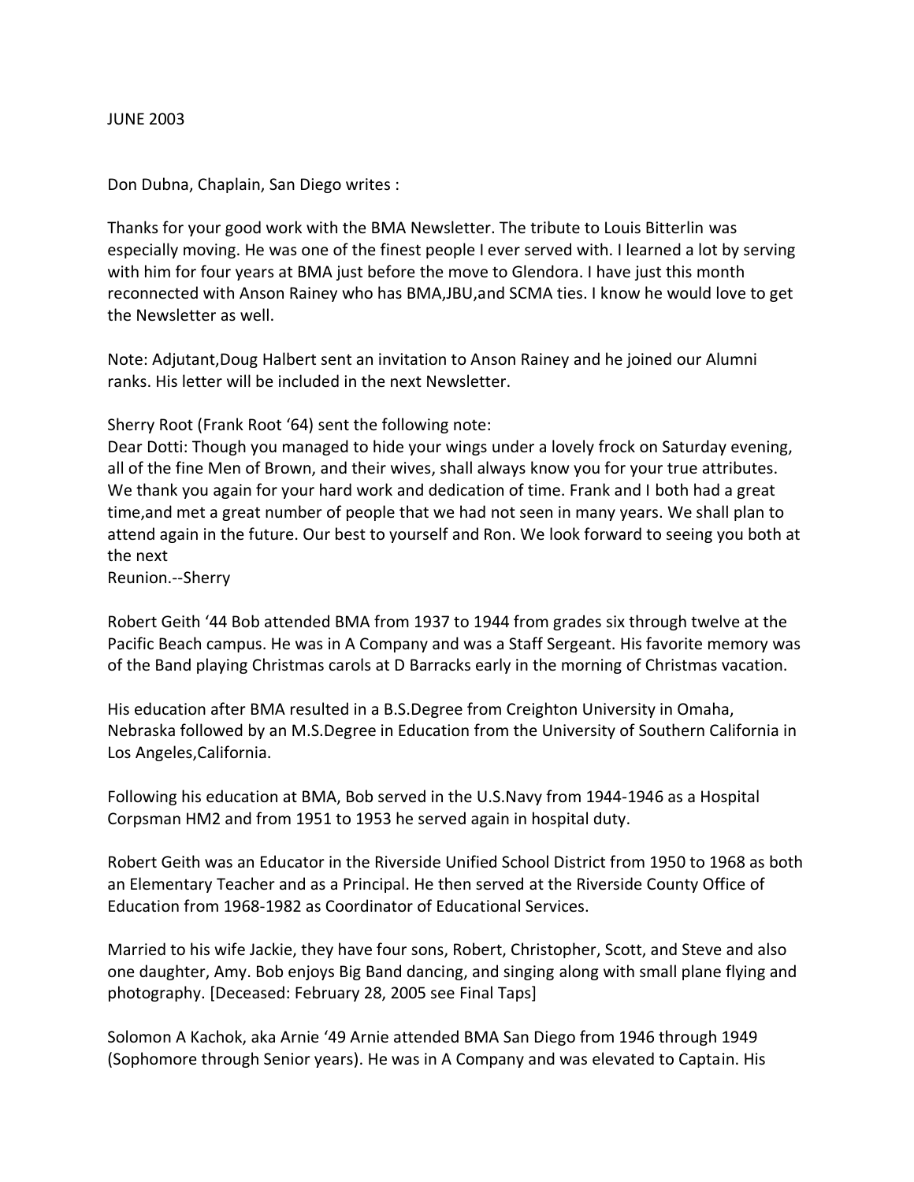JUNE 2003

Don Dubna, Chaplain, San Diego writes :

Thanks for your good work with the BMA Newsletter. The tribute to Louis Bitterlin was especially moving. He was one of the finest people I ever served with. I learned a lot by serving with him for four years at BMA just before the move to Glendora. I have just this month reconnected with Anson Rainey who has BMA,JBU,and SCMA ties. I know he would love to get the Newsletter as well.

Note: Adjutant,Doug Halbert sent an invitation to Anson Rainey and he joined our Alumni ranks. His letter will be included in the next Newsletter.

Sherry Root (Frank Root '64) sent the following note:
Dear Dotti: Though you managed to hide your wings under a lovely frock on Saturday evening, all of the fine Men of Brown, and their wives, shall always know you for your true attributes. We thank you again for your hard work and dedication of time. Frank and I both had a great time,and met a great number of people that we had not seen in many years. We shall plan to attend again in the future. Our best to yourself and Ron. We look forward to seeing you both at the next
Reunion.--Sherry

Robert Geith '44 Bob attended BMA from 1937 to 1944 from grades six through twelve at the Pacific Beach campus. He was in A Company and was a Staff Sergeant. His favorite memory was of the Band playing Christmas carols at D Barracks early in the morning of Christmas vacation.

His education after BMA resulted in a B.S.Degree from Creighton University in Omaha, Nebraska followed by an M.S.Degree in Education from the University of Southern California in Los Angeles,California.

Following his education at BMA, Bob served in the U.S.Navy from 1944-1946 as a Hospital Corpsman HM2 and from 1951 to 1953 he served again in hospital duty.

Robert Geith was an Educator in the Riverside Unified School District from 1950 to 1968 as both an Elementary Teacher and as a Principal. He then served at the Riverside County Office of Education from 1968-1982 as Coordinator of Educational Services.

Married to his wife Jackie, they have four sons, Robert, Christopher, Scott, and Steve and also one daughter, Amy. Bob enjoys Big Band dancing, and singing along with small plane flying and photography. [Deceased: February 28, 2005 see Final Taps]

Solomon A Kachok, aka Arnie '49 Arnie attended BMA San Diego from 1946 through 1949 (Sophomore through Senior years). He was in A Company and was elevated to Captain. His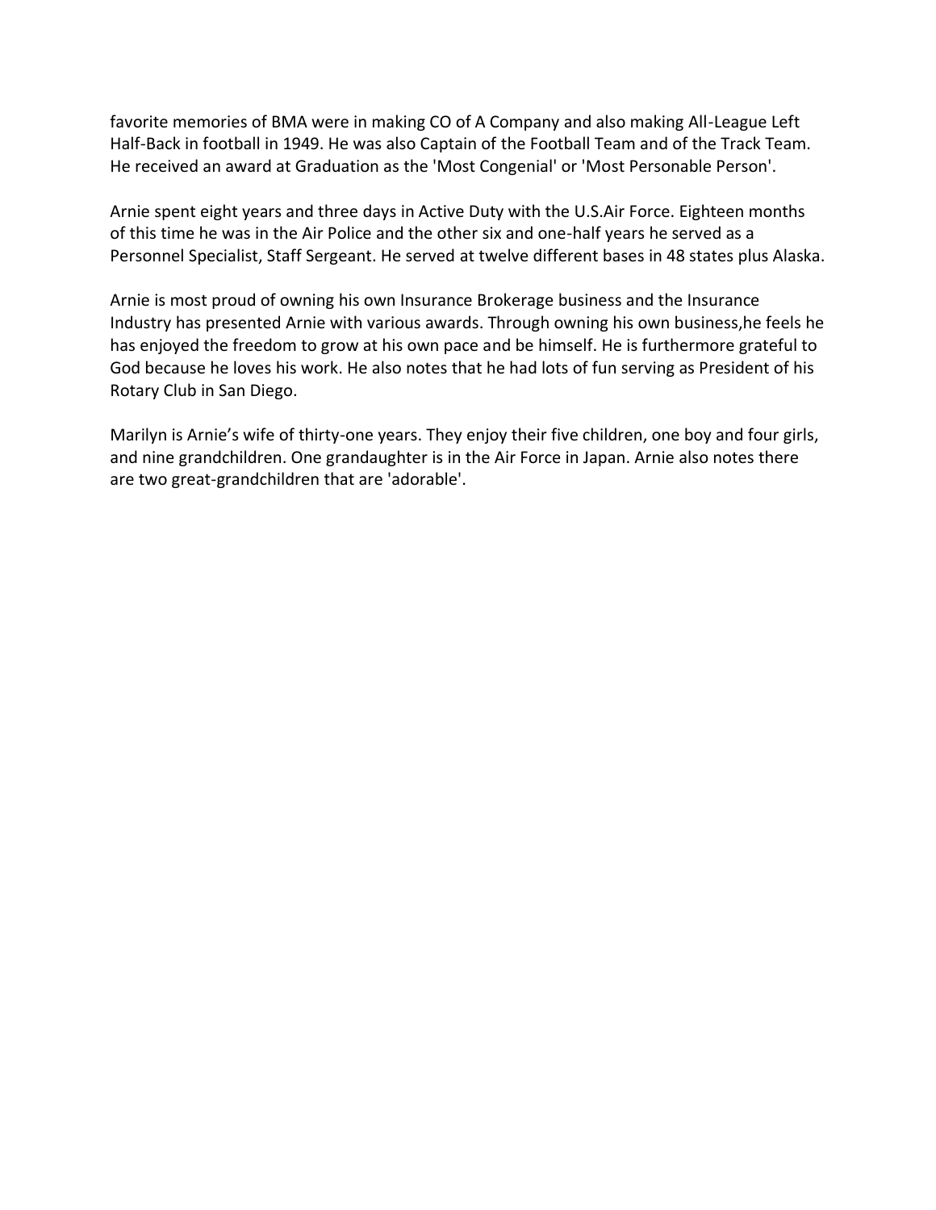favorite memories of BMA were in making CO of A Company and also making All-League Left Half-Back in football in 1949. He was also Captain of the Football Team and of the Track Team. He received an award at Graduation as the 'Most Congenial' or 'Most Personable Person'.

Arnie spent eight years and three days in Active Duty with the U.S.Air Force. Eighteen months of this time he was in the Air Police and the other six and one-half years he served as a Personnel Specialist, Staff Sergeant. He served at twelve different bases in 48 states plus Alaska.

Arnie is most proud of owning his own Insurance Brokerage business and the Insurance Industry has presented Arnie with various awards. Through owning his own business,he feels he has enjoyed the freedom to grow at his own pace and be himself. He is furthermore grateful to God because he loves his work. He also notes that he had lots of fun serving as President of his Rotary Club in San Diego.

Marilyn is Arnie's wife of thirty-one years. They enjoy their five children, one boy and four girls, and nine grandchildren. One grandaughter is in the Air Force in Japan. Arnie also notes there are two great-grandchildren that are 'adorable'.